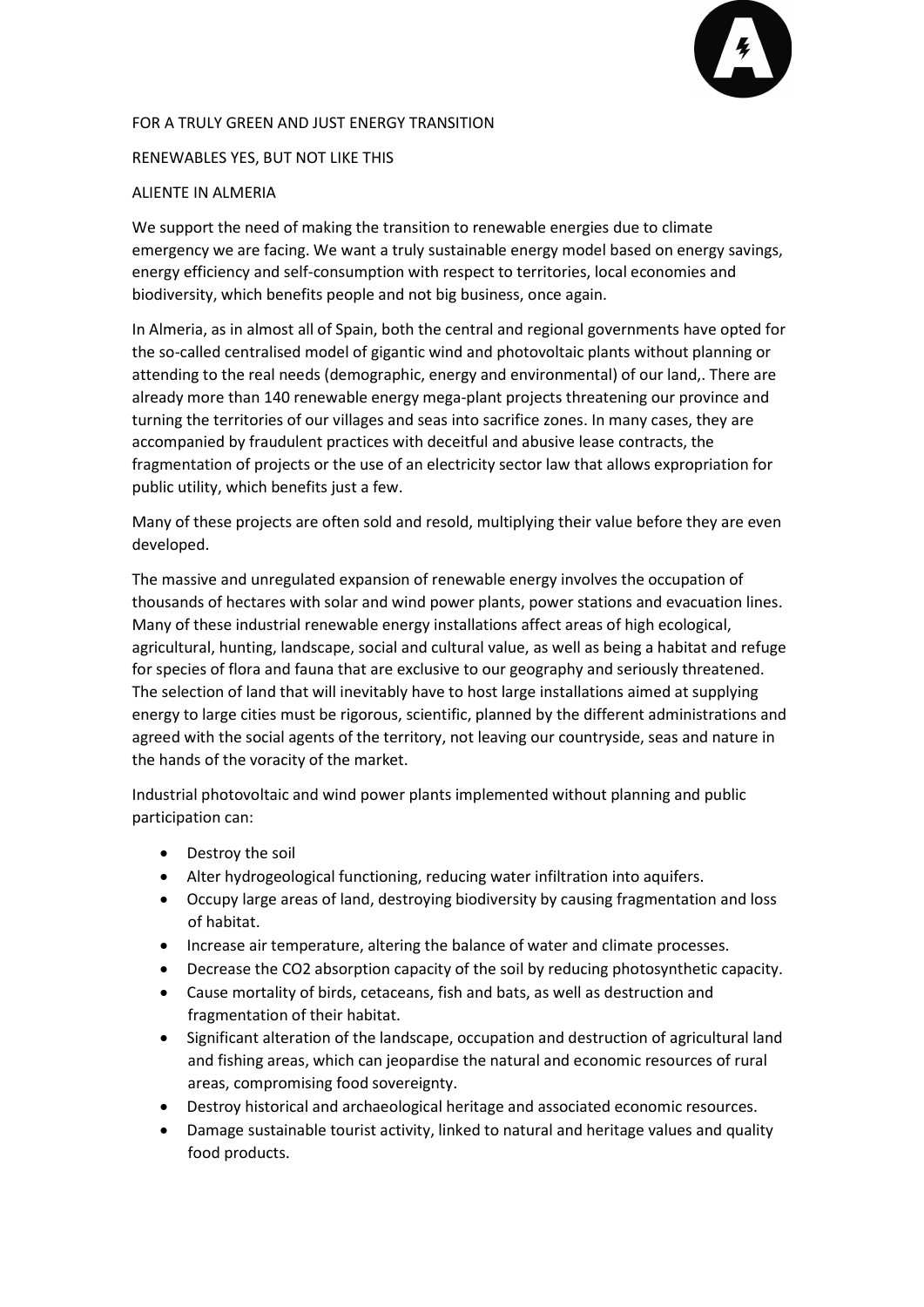# FOR A TRULY GREEN AND JUST ENERGY TRANSITION

## RENEWABLES YES, BUT NOT LIKE THIS

### ALIENTE IN ALMERIA

We support the need of making the transition to renewable energies due to climate emergency we are facing. We want a truly sustainable energy model based on energy savings, energy efficiency and self-consumption with respect to territories, local economies and biodiversity, which benefits people and not big business, once again.

In Almeria, as in almost all of Spain, both the central and regional governments have opted for the so-called centralised model of gigantic wind and photovoltaic plants without planning or attending to the real needs (demographic, energy and environmental) of our land,. There are already more than 140 renewable energy mega-plant projects threatening our province and turning the territories of our villages and seas into sacrifice zones. In many cases, they are accompanied by fraudulent practices with deceitful and abusive lease contracts, the fragmentation of projects or the use of an electricity sector law that allows expropriation for public utility, which benefits just a few.

Many of these projects are often sold and resold, multiplying their value before they are even developed.

The massive and unregulated expansion of renewable energy involves the occupation of thousands of hectares with solar and wind power plants, power stations and evacuation lines. Many of these industrial renewable energy installations affect areas of high ecological, agricultural, hunting, landscape, social and cultural value, as well as being a habitat and refuge for species of flora and fauna that are exclusive to our geography and seriously threatened. The selection of land that will inevitably have to host large installations aimed at supplying energy to large cities must be rigorous, scientific, planned by the different administrations and agreed with the social agents of the territory, not leaving our countryside, seas and nature in the hands of the voracity of the market.

Industrial photovoltaic and wind power plants implemented without planning and public participation can:

- Destroy the soil
- Alter hydrogeological functioning, reducing water infiltration into aquifers.
- Occupy large areas of land, destroying biodiversity by causing fragmentation and loss of habitat.
- Increase air temperature, altering the balance of water and climate processes.
- Decrease the $CO_2$ absorption capacity of the soil by reducing photosynthetic capacity.
- Cause mortality of birds, cetaceans, fish and bats, as well as destruction and fragmentation of their habitat.
- Significant alteration of the landscape, occupation and destruction of agricultural land and fishing areas, which can jeopardise the natural and economic resources of rural areas, compromising food sovereignty.
- Destroy historical and archaeological heritage and associated economic resources.
- Damage sustainable tourist activity, linked to natural and heritage values and quality food products.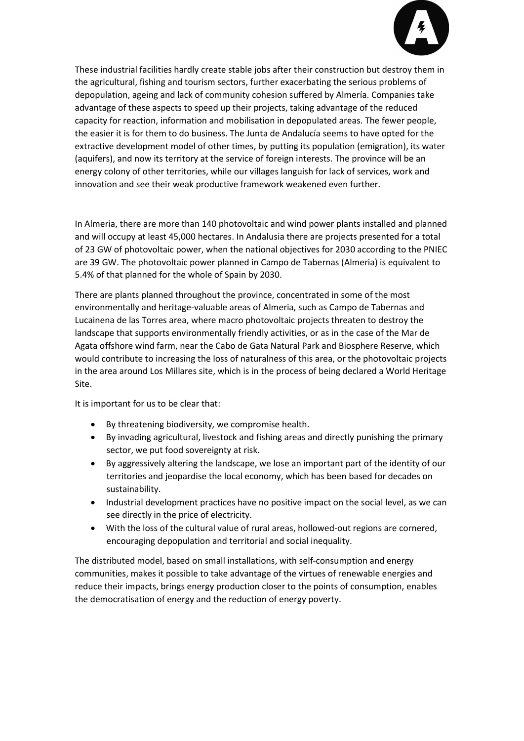These industrial facilities hardly create stable jobs after their construction but destroy them in the agricultural, fishing and tourism sectors, further exacerbating the serious problems of depopulation, ageing and lack of community cohesion suffered by Almería. Companies take advantage of these aspects to speed up their projects, taking advantage of the reduced capacity for reaction, information and mobilisation in depopulated areas. The fewer people, the easier it is for them to do business. The Junta de Andalucía seems to have opted for the extractive development model of other times, by putting its population (emigration), its water (aquifers), and now its territory at the service of foreign interests. The province will be an energy colony of other territories, while our villages languish for lack of services, work and innovation and see their weak productive framework weakened even further.

In Almeria, there are more than 140 photovoltaic and wind power plants installed and planned and will occupy at least 45,000 hectares. In Andalusia there are projects presented for a total of 23 GW of photovoltaic power, when the national objectives for 2030 according to the PNIEC are 39 GW. The photovoltaic power planned in Campo de Tabernas (Almeria) is equivalent to 5.4% of that planned for the whole of Spain by 2030.

There are plants planned throughout the province, concentrated in some of the most environmentally and heritage-valuable areas of Almeria, such as Campo de Tabernas and Lucainena de las Torres area, where macro photovoltaic projects threaten to destroy the landscape that supports environmentally friendly activities, or as in the case of the Mar de Agata offshore wind farm, near the Cabo de Gata Natural Park and Biosphere Reserve, which would contribute to increasing the loss of naturalness of this area, or the photovoltaic projects in the area around Los Millares site, which is in the process of being declared a World Heritage Site.

It is important for us to be clear that:

- By threatening biodiversity, we compromise health.
- By invading agricultural, livestock and fishing areas and directly punishing the primary sector, we put food sovereignty at risk.
- By aggressively altering the landscape, we lose an important part of the identity of our territories and jeopardise the local economy, which has been based for decades on sustainability.
- Industrial development practices have no positive impact on the social level, as we can see directly in the price of electricity.
- With the loss of the cultural value of rural areas, hollowed-out regions are cornered, encouraging depopulation and territorial and social inequality.

The distributed model, based on small installations, with self-consumption and energy communities, makes it possible to take advantage of the virtues of renewable energies and reduce their impacts, brings energy production closer to the points of consumption, enables the democratisation of energy and the reduction of energy poverty.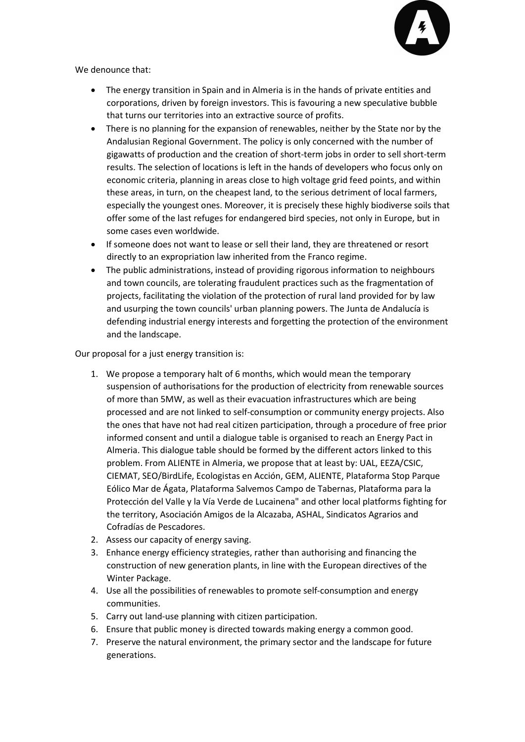We denounce that:

- The energy transition in Spain and in Almeria is in the hands of private entities and corporations, driven by foreign investors. This is favouring a new speculative bubble that turns our territories into an extractive source of profits.
- There is no planning for the expansion of renewables, neither by the State nor by the Andalusian Regional Government. The policy is only concerned with the number of gigawatts of production and the creation of short-term jobs in order to sell short-term results. The selection of locations is left in the hands of developers who focus only on economic criteria, planning in areas close to high voltage grid feed points, and within these areas, in turn, on the cheapest land, to the serious detriment of local farmers, especially the youngest ones. Moreover, it is precisely these highly biodiverse soils that offer some of the last refuges for endangered bird species, not only in Europe, but in some cases even worldwide.
- If someone does not want to lease or sell their land, they are threatened or resort directly to an expropriation law inherited from the Franco regime.
- The public administrations, instead of providing rigorous information to neighbours and town councils, are tolerating fraudulent practices such as the fragmentation of projects, facilitating the violation of the protection of rural land provided for by law and usurping the town councils' urban planning powers. The Junta de Andalucía is defending industrial energy interests and forgetting the protection of the environment and the landscape.

Our proposal for a just energy transition is:

1. We propose a temporary halt of 6 months, which would mean the temporary suspension of authorisations for the production of electricity from renewable sources of more than 5MW, as well as their evacuation infrastructures which are being processed and are not linked to self-consumption or community energy projects. Also the ones that have not had real citizen participation, through a procedure of free prior informed consent and until a dialogue table is organised to reach an Energy Pact in Almeria. This dialogue table should be formed by the different actors linked to this problem. From ALIENTE in Almeria, we propose that at least by: UAL, EEZA/CSIC, CIEMAT, SEO/BirdLife, Ecologistas en Acción, GEM, ALIENTE, Plataforma Stop Parque Eólico Mar de Ágata, Plataforma Salvemos Campo de Tabernas, Plataforma para la Protección del Valle y la Vía Verde de Lucainena" and other local platforms fighting for the territory, Asociación Amigos de la Alcazaba, ASHAL, Sindicatos Agrarios and Cofradías de Pescadores.
2. Assess our capacity of energy saving.
3. Enhance energy efficiency strategies, rather than authorising and financing the construction of new generation plants, in line with the European directives of the Winter Package.
4. Use all the possibilities of renewables to promote self-consumption and energy communities.
5. Carry out land-use planning with citizen participation.
6. Ensure that public money is directed towards making energy a common good.
7. Preserve the natural environment, the primary sector and the landscape for future generations.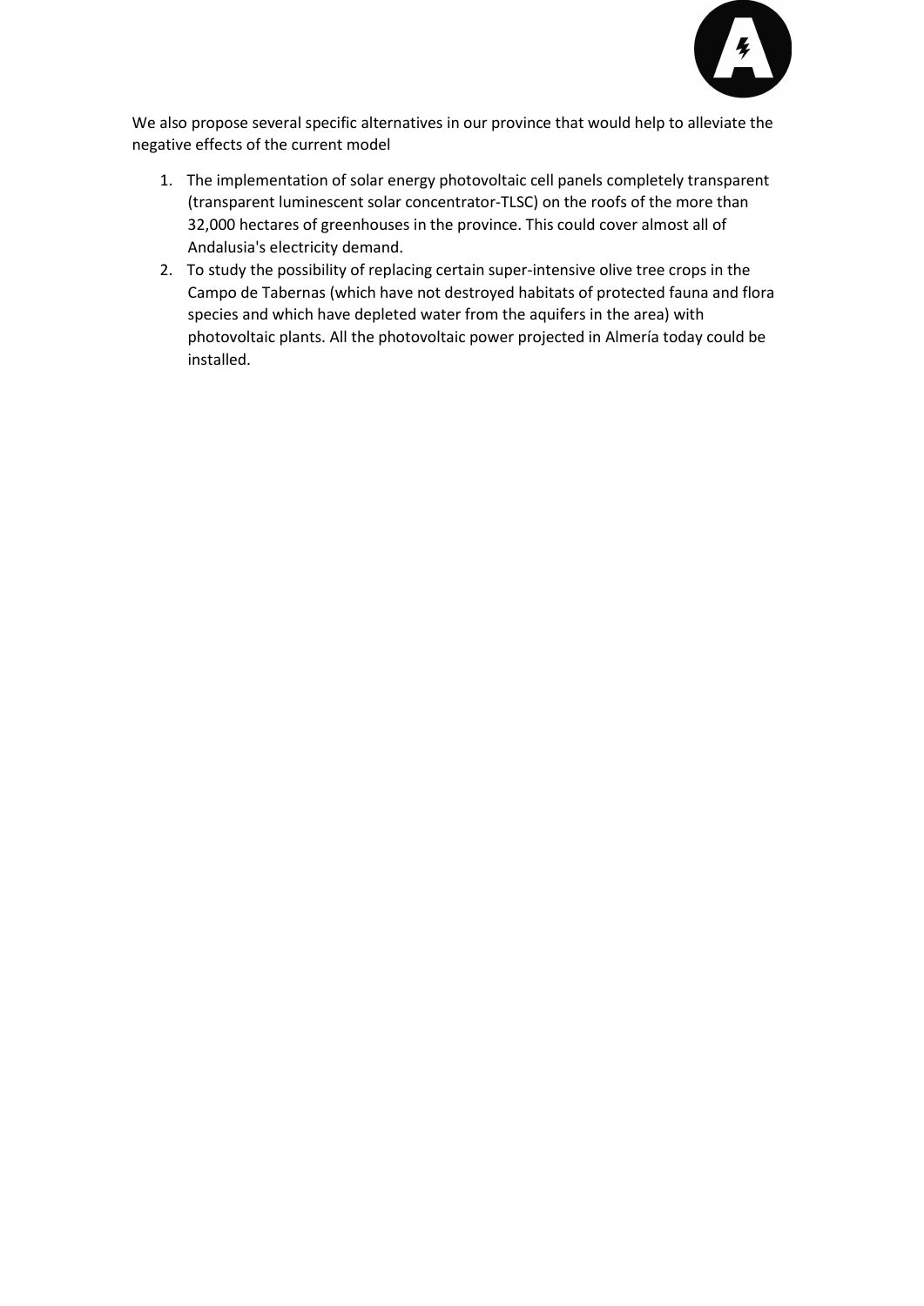We also propose several specific alternatives in our province that would help to alleviate the negative effects of the current model

1. The implementation of solar energy photovoltaic cell panels completely transparent (transparent luminescent solar concentrator-TLSC) on the roofs of the more than 32,000 hectares of greenhouses in the province. This could cover almost all of Andalusia's electricity demand.
2. To study the possibility of replacing certain super-intensive olive tree crops in the Campo de Tabernas (which have not destroyed habitats of protected fauna and flora species and which have depleted water from the aquifers in the area) with photovoltaic plants. All the photovoltaic power projected in Almería today could be installed.